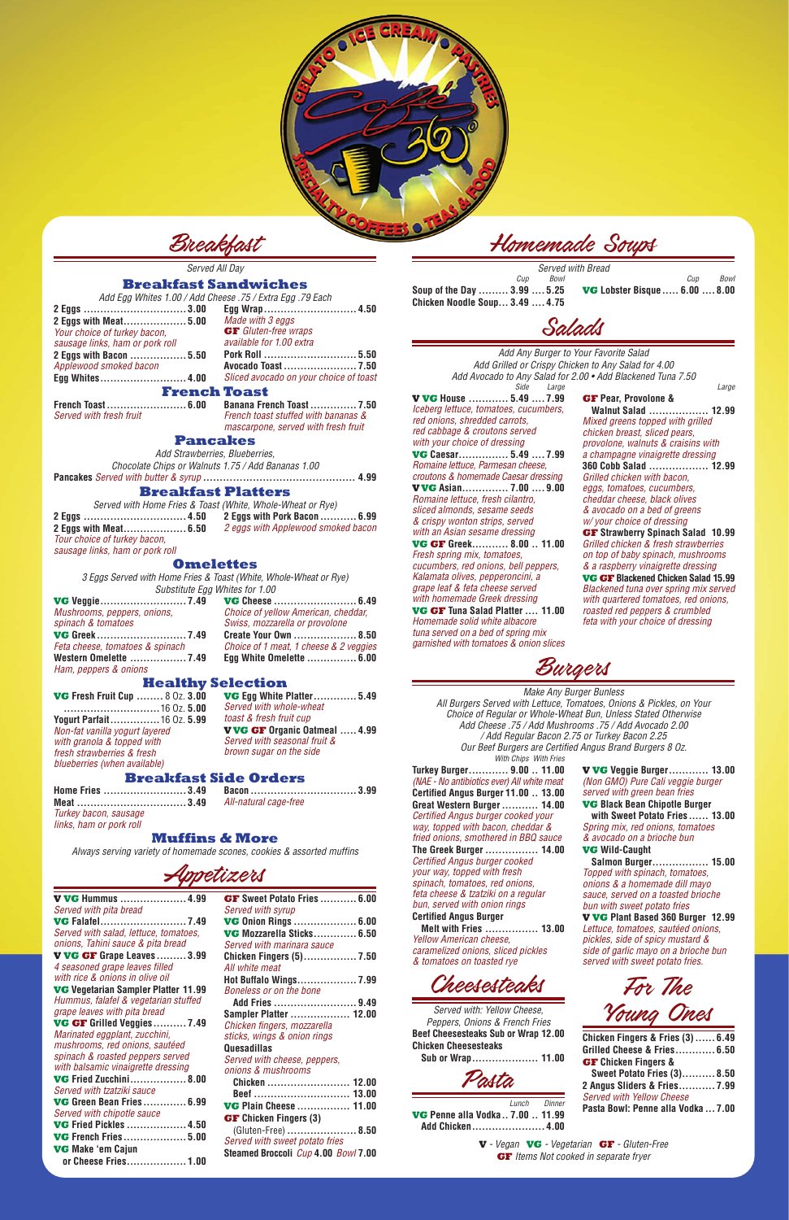Café 360 — Gelato • Ice Cream • Pastries • Specialty Coffees • Teas & Food

# Breakfast

*Served All Day*

## Breakfast Sandwiches

*Add Egg Whites 1.00 / Add Cheese .75 / Extra Egg .79 Each*

- **2 Eggs** ... 3.00
- **2 Eggs with Meat** ... 5.00
  *Your choice of turkey bacon, sausage links, ham or pork roll*
- **2 Eggs with Bacon** ... 5.50
  *Applewood smoked bacon*
- **Egg Whites** ... 4.00
- **Egg Wrap** ... 4.50
  *Made with 3 eggs*
  **GF** *Gluten-free wraps available for 1.00 extra*
- **Pork Roll** ... 5.50
- **Avocado Toast** ... 7.50
  *Sliced avocado on your choice of toast*

## French Toast

- **French Toast** ... 6.00
  *Served with fresh fruit*
- **Banana French Toast** ... 7.50
  *French toast stuffed with bananas & mascarpone, served with fresh fruit*

## Pancakes

*Add Strawberries, Blueberries, Chocolate Chips or Walnuts 1.75 / Add Bananas 1.00*

- **Pancakes** *Served with butter & syrup* ... 4.99

## Breakfast Platters

*Served with Home Fries & Toast (White, Whole-Wheat or Rye)*

- **2 Eggs** ... 4.50
- **2 Eggs with Meat** ... 6.50
  *Tour choice of turkey bacon, sausage links, ham or pork roll*
- **2 Eggs with Pork Bacon** ... 6.99
  *2 eggs with Applewood smoked bacon*

## Omelettes

*3 Eggs Served with Home Fries & Toast (White, Whole-Wheat or Rye)*
*Substitute Egg Whites for 1.00*

- **VG Veggie** ... 7.49
  *Mushrooms, peppers, onions, spinach & tomatoes*
- **VG Greek** ... 7.49
  *Feta cheese, tomatoes & spinach*
- **Western Omelette** ... 7.49
  *Ham, peppers & onions*
- **VG Cheese** ... 6.49
  *Choice of yellow American, cheddar, Swiss, mozzarella or provolone*
- **Create Your Own** ... 8.50
  *Choice of 1 meat, 1 cheese & 2 veggies*
- **Egg White Omelette** ... 6.00

## Healthy Selection

- **VG Fresh Fruit Cup** ... 8 Oz. 3.00 / 16 Oz. 5.00
- **Yogurt Parfait** ... 16 Oz. 5.99
  *Non-fat vanilla yogurt layered with granola & topped with fresh strawberries & fresh blueberries (when available)*
- **VG Egg White Platter** ... 5.49
  *Served with whole-wheat toast & fresh fruit cup*
- **V VG GF Organic Oatmeal** ... 4.99
  *Served with seasonal fruit & brown sugar on the side*

## Breakfast Side Orders

- **Home Fries** ... 3.49
- **Meat** ... 3.49
  *Turkey bacon, sausage links, ham or pork roll*
- **Bacon** ... 3.99
  *All-natural cage-free*

## Muffins & More

*Always serving variety of homemade scones, cookies & assorted muffins*

# Appetizers

- **V VG Hummus** ... 4.99
  *Served with pita bread*
- **VG Falafel** ... 7.49
  *Served with salad, lettuce, tomatoes, onions, Tahini sauce & pita bread*
- **V VG GF Grape Leaves** ... 3.99
  *4 seasoned grape leaves filled with rice & onions in olive oil*
- **VG Vegetarian Sampler Platter** 11.99
  *Hummus, falafel & vegetarian stuffed grape leaves with pita bread*
- **VG GF Grilled Veggies** ... 7.49
  *Marinated eggplant, zucchini, mushrooms, red onions, sautéed spinach & roasted peppers served with balsamic vinaigrette dressing*
- **VG Fried Zucchini** ... 8.00
  *Served with tzatziki sauce*
- **VG Green Bean Fries** ... 6.99
  *Served with chipotle sauce*
- **VG Fried Pickles** ... 4.50
- **VG French Fries** ... 5.00
- **VG Make 'em Cajun or Cheese Fries** ... 1.00
- **GF Sweet Potato Fries** ... 6.00
  *Served with syrup*
- **VG Onion Rings** ... 6.00
- **VG Mozzarella Sticks** ... 6.50
  *Served with marinara sauce*
- **Chicken Fingers (5)** ... 7.50
  *All white meat*
- **Hot Buffalo Wings** ... 7.99
  *Boneless or on the bone*
  **Add Fries** ... 9.49
- **Sampler Platter** ... 12.00
  *Chicken fingers, mozzarella sticks, wings & onion rings*
- **Quesadillas**
  *Served with cheese, peppers, onions & mushrooms*
  - **Chicken** ... 12.00
  - **Beef** ... 13.00
- **VG Plain Cheese** ... 11.00
- **GF Chicken Fingers (3)** (Gluten-Free) ... 8.50
  *Served with sweet potato fries*
- **Steamed Broccoli** *Cup* **4.00** *Bowl* **7.00**

# Homemade Soups

*Served with Bread*

| | Cup | Bowl |
|---|---|---|
| Soup of the Day | 3.99 | 5.25 |
| Chicken Noodle Soup | 3.49 | 4.75 |
| VG Lobster Bisque | 6.00 | 8.00 |

# Salads

*Add Any Burger to Your Favorite Salad*
*Add Grilled or Crispy Chicken to Any Salad for 4.00*
*Add Avocado to Any Salad for 2.00 • Add Blackened Tuna 7.50*

| | Side | Large |
|---|---|---|
| V VG House | 5.49 | 7.99 |
| VG Caesar | 5.49 | 7.99 |
| V VG Asian | 7.00 | 9.00 |
| VG GF Greek | 8.00 | 11.00 |

- **V VG House** — *Iceberg lettuce, tomatoes, cucumbers, red onions, shredded carrots, red cabbage & croutons served with your choice of dressing*
- **VG Caesar** — *Romaine lettuce, Parmesan cheese, croutons & homemade Caesar dressing*
- **V VG Asian** — *Romaine lettuce, fresh cilantro, sliced almonds, sesame seeds & crispy wonton strips, served with an Asian sesame dressing*
- **VG GF Greek** — *Fresh spring mix, tomatoes, cucumbers, red onions, bell peppers, Kalamata olives, pepperoncini, a grape leaf & feta cheese served with homemade Greek dressing*
- **VG GF Tuna Salad Platter** ... 11.00
  *Homemade solid white albacore tuna served on a bed of spring mix garnished with tomatoes & onion slices*

*Large*

- **GF Pear, Provolone & Walnut Salad** ... 12.99
  *Mixed greens topped with grilled chicken breast, sliced pears, provolone, walnuts & craisins with a champagne vinaigrette dressing*
- **360 Cobb Salad** ... 12.99
  *Grilled chicken with bacon, eggs, tomatoes, cucumbers, cheddar cheese, black olives & avocado on a bed of greens w/ your choice of dressing*
- **GF Strawberry Spinach Salad** 10.99
  *Grilled chicken & fresh strawberries on top of baby spinach, mushrooms & a raspberry vinaigrette dressing*
- **VG GF Blackened Chicken Salad** 15.99
  *Blackened tuna over spring mix served with quartered tomatoes, red onions, roasted red peppers & crumbled feta with your choice of dressing*

# Burgers

*Make Any Burger Bunless*
*All Burgers Served with Lettuce, Tomatoes, Onions & Pickles, on Your Choice of Regular or Whole-Wheat Bun, Unless Stated Otherwise*
*Add Cheese .75 / Add Mushrooms .75 / Add Avocado 2.00 / Add Regular Bacon 2.75 or Turkey Bacon 2.25*
*Our Beef Burgers are Certified Angus Brand Burgers 8 Oz.*

| | With Chips | With Fries |
|---|---|---|
| Turkey Burger | 9.00 | 11.00 |
| Certified Angus Burger | 11.00 | 13.00 |

- **Turkey Burger** — *(NAE - No antibiotics ever) All white meat*
- **Great Western Burger** ... 14.00
  *Certified Angus burger cooked your way, topped with bacon, cheddar & fried onions, smothered in BBQ sauce*
- **The Greek Burger** ... 14.00
  *Certified Angus burger cooked your way, topped with fresh spinach, tomatoes, red onions, feta cheese & tzatziki on a regular bun, served with onion rings*
- **Certified Angus Burger Melt with Fries** ... 13.00
  *Yellow American cheese, caramelized onions, sliced pickles & tomatoes on toasted rye*
- **V VG Veggie Burger** ... 13.00
  *(Non GMO) Pure Cali veggie burger served with green bean fries*
- **VG Black Bean Chipotle Burger with Sweet Potato Fries** ... 13.00
  *Spring mix, red onions, tomatoes & avocado on a brioche bun*
- **VG Wild-Caught Salmon Burger** ... 15.00
  *Topped with spinach, tomatoes, onions & a homemade dill mayo sauce, served on a toasted brioche bun with sweet potato fries*
- **V VG Plant Based 360 Burger** 12.99
  *Lettuce, tomatoes, sautéed onions, pickles, side of spicy mustard & side of garlic mayo on a brioche bun served with sweet potato fries.*

# Cheesesteaks

*Served with: Yellow Cheese, Peppers, Onions & French Fries*

- **Beef Cheesesteaks Sub or Wrap** 12.00
- **Chicken Cheesesteaks Sub or Wrap** ... 11.00

# Pasta

| | Lunch | Dinner |
|---|---|---|
| VG Penne alla Vodka | 7.00 | 11.99 |
| Add Chicken | | 4.00 |

# For The Young Ones

- **Chicken Fingers & Fries (3)** ... 6.49
- **Grilled Cheese & Fries** ... 6.50
- **GF Chicken Fingers & Sweet Potato Fries (3)** ... 8.50
- **2 Angus Sliders & Fries** ... 7.99
  *Served with Yellow Cheese*
- **Pasta Bowl: Penne alla Vodka** ... 7.00

**V** - *Vegan* **VG** - *Vegetarian* **GF** - *Gluten-Free*
**GF** *Items Not cooked in separate fryer*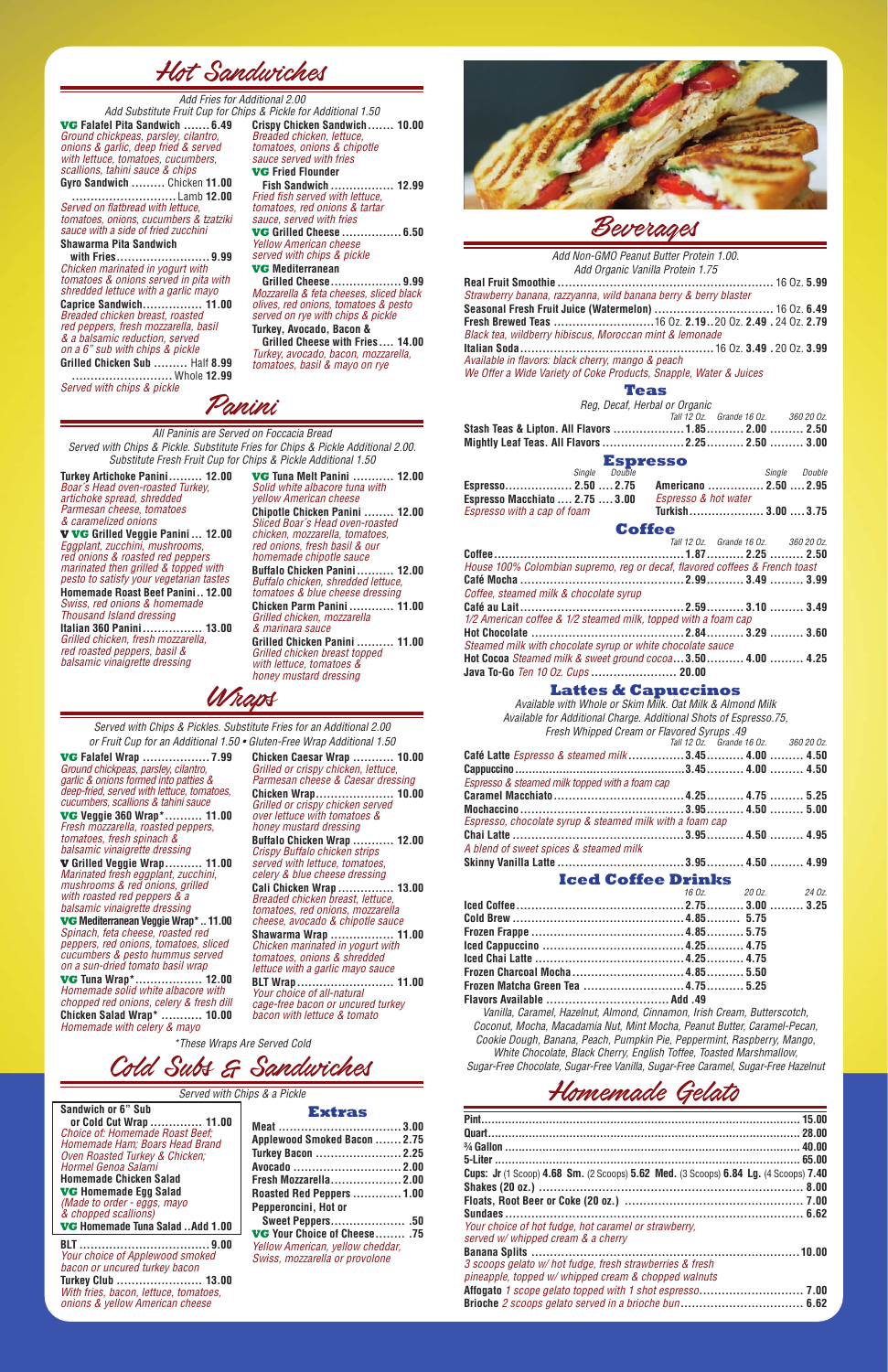# Hot Sandwiches

*Add Fries for Additional 2.00*
*Add Substitute Fruit Cup for Chips & Pickle for Additional 1.50*

**VG Falafel Pita Sandwich** ....... **6.49**
*Ground chickpeas, parsley, cilantro, onions & garlic, deep fried & served with lettuce, tomatoes, cucumbers, scallions, tahini sauce & chips*

**Gyro Sandwich** ......... Chicken **11.00** ............ Lamb **12.00**
*Served on flatbread with lettuce, tomatoes, onions, cucumbers & tzatziki sauce with a side of fried zucchini*

**Shawarma Pita Sandwich with Fries** .......... **9.99**
*Chicken marinated in yogurt with tomatoes & onions served in pita with shredded lettuce with a garlic mayo*

**Caprice Sandwich** ............. **11.00**
*Breaded chicken breast, roasted red peppers, fresh mozzarella, basil & a balsamic reduction, served on a 6" sub with chips & pickle*

**Grilled Chicken Sub** ......... Half **8.99** ............ Whole **12.99**
*Served with chips & pickle*

**Crispy Chicken Sandwich** ....... **10.00**
*Breaded chicken, lettuce, tomatoes, onions & chipotle sauce served with fries*

**VG Fried Flounder Fish Sandwich** ............ **12.99**
*Fried fish served with lettuce, tomatoes, red onions & tartar sauce, served with fries*

**VG Grilled Cheese** ............ **6.50**
*Yellow American cheese served with chips & pickle*

**VG Mediterranean Grilled Cheese** ............ **9.99**
*Mozzarella & feta cheeses, sliced black olives, red onions, tomatoes & pesto served on rye with chips & pickle*

**Turkey, Avocado, Bacon & Grilled Cheese with Fries** .... **14.00**
*Turkey, avocado, bacon, mozzarella, tomatoes, basil & mayo on rye*

# Panini

*All Paninis are Served on Foccacia Bread*
*Served with Chips & Pickle. Substitute Fries for Chips & Pickle Additional 2.00.*
*Substitute Fresh Fruit Cup for Chips & Pickle Additional 1.50*

**Turkey Artichoke Panini** ......... **12.00**
*Boar's Head oven-roasted Turkey, artichoke spread, shredded Parmesan cheese, tomatoes & caramelized onions*

**V VG Grilled Veggie Panini** ... **12.00**
*Eggplant, zucchini, mushrooms, red onions & roasted red peppers marinated then grilled & topped with pesto to satisfy your vegetarian tastes*

**Homemade Roast Beef Panini** .. **12.00**
*Swiss, red onions & homemade Thousand Island dressing*

**Italian 360 Panini** ............ **13.00**
*Grilled chicken, fresh mozzarella, red roasted peppers, basil & balsamic vinaigrette dressing*

**VG Tuna Melt Panini** ........... **12.00**
*Solid white albacore tuna with yellow American cheese*

**Chipotle Chicken Panini** ........ **12.00**
*Sliced Boar's Head oven-roasted chicken, mozzarella, tomatoes, red onions, fresh basil & our homemade chipotle sauce*

**Buffalo Chicken Panini** .......... **12.00**
*Buffalo chicken, shredded lettuce, tomatoes & blue cheese dressing*

**Chicken Parm Panini** ............ **11.00**
*Grilled chicken, mozzarella & marinara sauce*

**Grilled Chicken Panini** .......... **11.00**
*Grilled chicken breast topped with lettuce, tomatoes & honey mustard dressing*

# Wraps

*Served with Chips & Pickles. Substitute Fries for an Additional 2.00 or Fruit Cup for an Additional 1.50 • Gluten-Free Wrap Additional 1.50*

**VG Falafel Wrap** .............. **7.99**
*Ground chickpeas, parsley, cilantro, garlic & onions formed into patties & deep-fried, served with lettuce, tomatoes, cucumbers, scallions & tahini sauce*

**VG Veggie 360 Wrap*** .......... **11.00**
*Fresh mozzarella, roasted peppers, tomatoes, fresh spinach & balsamic vinaigrette dressing*

**V Grilled Veggie Wrap** .......... **11.00**
*Marinated fresh eggplant, zucchini, mushrooms & red onions, grilled with roasted red peppers & a balsamic vinaigrette dressing*

**VG Mediterranean Veggie Wrap*** .. **11.00**
*Spinach, feta cheese, roasted red peppers, red onions, tomatoes, sliced cucumbers & pesto hummus served on a sun-dried tomato basil wrap*

**VG Tuna Wrap*** ............... **12.00**
*Homemade solid white albacore with chopped red onions, celery & fresh dill*

**Chicken Salad Wrap*** ........... **10.00**
*Homemade with celery & mayo*

**Chicken Caesar Wrap** ........... **10.00**
*Grilled or crispy chicken, lettuce, Parmesan cheese & Caesar dressing*

**Chicken Wrap** .................. **10.00**
*Grilled or crispy chicken served over lettuce with tomatoes & honey mustard dressing*

**Buffalo Chicken Wrap** ........... **12.00**
*Crispy Buffalo chicken strips served with lettuce, tomatoes, celery & blue cheese dressing*

**Cali Chicken Wrap** ............... **13.00**
*Breaded chicken breast, lettuce, tomatoes, red onions, mozzarella cheese, avocado & chipotle sauce*

**Shawarma Wrap** ................ **11.00**
*Chicken marinated in yogurt with tomatoes, onions & shredded lettuce with a garlic mayo sauce*

**BLT Wrap** ...................... **11.00**
*Your choice of all-natural cage-free bacon or uncured turkey bacon with lettuce & tomato*

**These Wraps Are Served Cold*

# Cold Subs & Sandwiches

*Served with Chips & a Pickle*

**Sandwich or 6" Sub or Cold Cut Wrap** ............. **11.00**
*Choice of: Homemade Roast Beef; Homemade Ham; Boars Head Brand Oven Roasted Turkey & Chicken; Hormel Genoa Salami*

**Homemade Chicken Salad**

**VG Homemade Egg Salad**
*(Made to order - eggs, mayo & chopped scallions)*

**VG Homemade Tuna Salad** .. **Add 1.00**

**BLT** ............................. **9.00**
*Your choice of Applewood smoked bacon or uncured turkey bacon*

**Turkey Club** ..................... **13.00**
*With fries, bacon, lettuce, tomatoes, onions & yellow American cheese*

## Extras

| | |
|---|---|
| Meat | 3.00 |
| Applewood Smoked Bacon | 2.75 |
| Turkey Bacon | 2.25 |
| Avocado | 2.00 |
| Fresh Mozzarella | 2.00 |
| Roasted Red Peppers | 1.00 |
| Pepperoncini, Hot or Sweet Peppers | .50 |
| VG Your Choice of Cheese | .75 |

*Yellow American, yellow cheddar, Swiss, mozzarella or provolone*

# Beverages

*Add Non-GMO Peanut Butter Protein 1.00.*
*Add Organic Vanilla Protein 1.75*

**Real Fruit Smoothie** ............ 16 Oz. **5.99**
*Strawberry banana, razzyanna, wild banana berry & berry blaster*

**Seasonal Fresh Fruit Juice (Watermelon)** ............ 16 Oz. **6.49**

**Fresh Brewed Teas** ............ 16 Oz. **2.19** .. 20 Oz. **2.49** . 24 Oz. **2.79**
*Black tea, wildberry hibiscus, Moroccan mint & lemonade*

**Italian Soda** ............ 16 Oz. **3.49** . 20 Oz. **3.99**
*Available in flavors: black cherry, mango & peach*
*We Offer a Wide Variety of Coke Products, Snapple, Water & Juices*

## Teas

*Reg, Decaf, Herbal or Organic*

| | Tall 12 Oz. | Grande 16 Oz. | 360 20 Oz. |
|---|---|---|---|
| Stash Teas & Lipton. All Flavors | 1.85 | 2.00 | 2.50 |
| Mightly Leaf Teas. All Flavors | 2.25 | 2.50 | 3.00 |

## Espresso

| | Single | Double |
|---|---|---|
| Espresso | 2.50 | 2.75 |
| Espresso Macchiato | 2.75 | 3.00 |
| *Espresso with a cap of foam* | | |
| Americano | 2.50 | 2.95 |
| *Espresso & hot water* | | |
| Turkish | 3.00 | 3.75 |

## Coffee

| | Tall 12 Oz. | Grande 16 Oz. | 360 20 Oz. |
|---|---|---|---|
| Coffee | 1.87 | 2.25 | 2.50 |
| *House 100% Colombian supremo, reg or decaf, flavored coffees & French toast* | | | |
| Café Mocha | 2.99 | 3.49 | 3.99 |
| *Coffee, steamed milk & chocolate syrup* | | | |
| Café au Lait | 2.59 | 3.10 | 3.49 |
| *1/2 American coffee & 1/2 steamed milk, topped with a foam cap* | | | |
| Hot Chocolate | 2.84 | 3.29 | 3.60 |
| *Steamed milk with chocolate syrup or white chocolate sauce* | | | |
| Hot Cocoa *Steamed milk & sweet ground cocoa* | 3.50 | 4.00 | 4.25 |
| Java To-Go *Ten 10 Oz. Cups* | 20.00 | | |

## Lattes & Capuccinos

*Available with Whole or Skim Milk. Oat Milk & Almond Milk*
*Available for Additional Charge. Additional Shots of Espresso.75,*
*Fresh Whipped Cream or Flavored Syrups .49*

| | Tall 12 Oz. | Grande 16 Oz. | 360 20 Oz. |
|---|---|---|---|
| Café Latte *Espresso & steamed milk* | 3.45 | 4.00 | 4.50 |
| Cappuccino | 3.45 | 4.00 | 4.50 |
| *Espresso & steamed milk topped with a foam cap* | | | |
| Caramel Macchiato | 4.25 | 4.75 | 5.25 |
| Mochaccino | 3.95 | 4.50 | 5.00 |
| *Espresso, chocolate syrup & steamed milk with a foam cap* | | | |
| Chai Latte | 3.95 | 4.50 | 4.95 |
| *A blend of sweet spices & steamed milk* | | | |
| Skinny Vanilla Latte | 3.95 | 4.50 | 4.99 |

## Iced Coffee Drinks

| | 16 Oz. | 20 Oz. | 24 Oz. |
|---|---|---|---|
| Iced Coffee | 2.75 | 3.00 | 3.25 |
| Cold Brew | 4.85 | 5.75 | |
| Frozen Frappe | 4.85 | 5.75 | |
| Iced Cappuccino | 4.25 | 4.75 | |
| Iced Chai Latte | 4.25 | 4.75 | |
| Frozen Charcoal Mocha | 4.85 | 5.50 | |
| Frozen Matcha Green Tea | 4.75 | 5.25 | |
| Flavors Available | Add .49 | | |

*Vanilla, Caramel, Hazelnut, Almond, Cinnamon, Irish Cream, Butterscotch, Coconut, Mocha, Macadamia Nut, Mint Mocha, Peanut Butter, Caramel-Pecan, Cookie Dough, Banana, Peach, Pumpkin Pie, Peppermint, Raspberry, Mango, White Chocolate, Black Cherry, English Toffee, Toasted Marshmallow, Sugar-Free Chocolate, Sugar-Free Vanilla, Sugar-Free Caramel, Sugar-Free Hazelnut*

# Homemade Gelato

**Pint** ............ **15.00**
**Quart** ............ **28.00**
**¾ Gallon** ............ **40.00**
**5-Liter** ............ **65.00**
**Cups: Jr** (1 Scoop) **4.68 Sm.** (2 Scoops) **5.62 Med.** (3 Scoops) **6.84 Lg.** (4 Scoops) **7.40**
**Shakes (20 oz.)** ............ **8.00**
**Floats, Root Beer or Coke (20 oz.)** ............ **7.00**
**Sundaes** ............ **6.62**
*Your choice of hot fudge, hot caramel or strawberry, served w/ whipped cream & a cherry*
**Banana Splits** ............ **10.00**
*3 scoops gelato w/ hot fudge, fresh strawberries & fresh pineapple, topped w/ whipped cream & chopped walnuts*
**Affogato** *1 scope gelato topped with 1 shot espresso* ............ **7.00**
**Brioche** *2 scoops gelato served in a brioche bun* ............ **6.62**